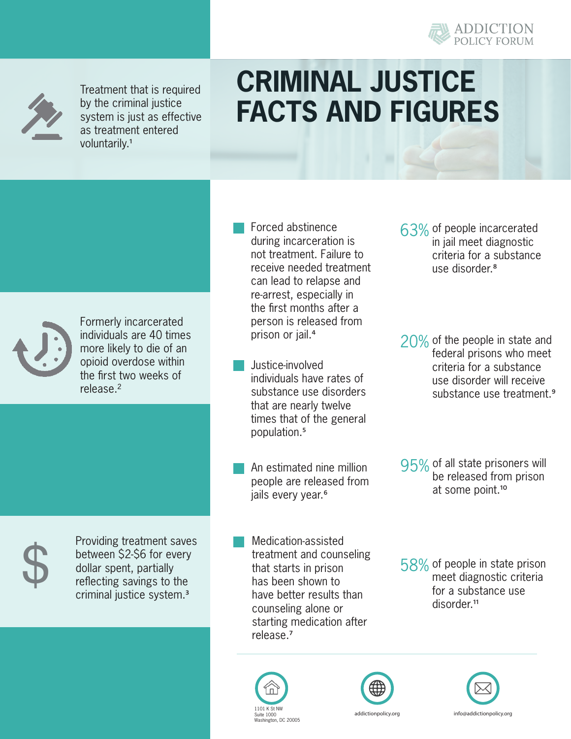ADDICTION POLICY FORUM

# CRIMINAL JUSTICE FACTS AND FIGURES

Treatment that is required by the criminal justice system is just as effective as treatment entered voluntarily.[1]

Formerly incarcerated individuals are 40 times more likely to die of an opioid overdose within the first two weeks of release.[2]

Providing treatment saves between $2-$6 for every dollar spent, partially reflecting savings to the criminal justice system.[3]

- Forced abstinence during incarceration is not treatment. Failure to receive needed treatment can lead to relapse and re-arrest, especially in the first months after a person is released from prison or jail.[4]
- Justice-involved individuals have rates of substance use disorders that are nearly twelve times that of the general population.[5]
- An estimated nine million people are released from jails every year.[6]
- Medication-assisted treatment and counseling that starts in prison has been shown to have better results than counseling alone or starting medication after release.[7]

**63%** of people incarcerated in jail meet diagnostic criteria for a substance use disorder.[8]

**20%** of the people in state and federal prisons who meet criteria for a substance use disorder will receive substance use treatment.[9]

**95%** of all state prisoners will be released from prison at some point.[10]

**58%** of people in state prison meet diagnostic criteria for a substance use disorder.[11]

1101 K St NW
Suite 1000
Washington, DC 20005

addictionpolicy.org

info@addictionpolicy.org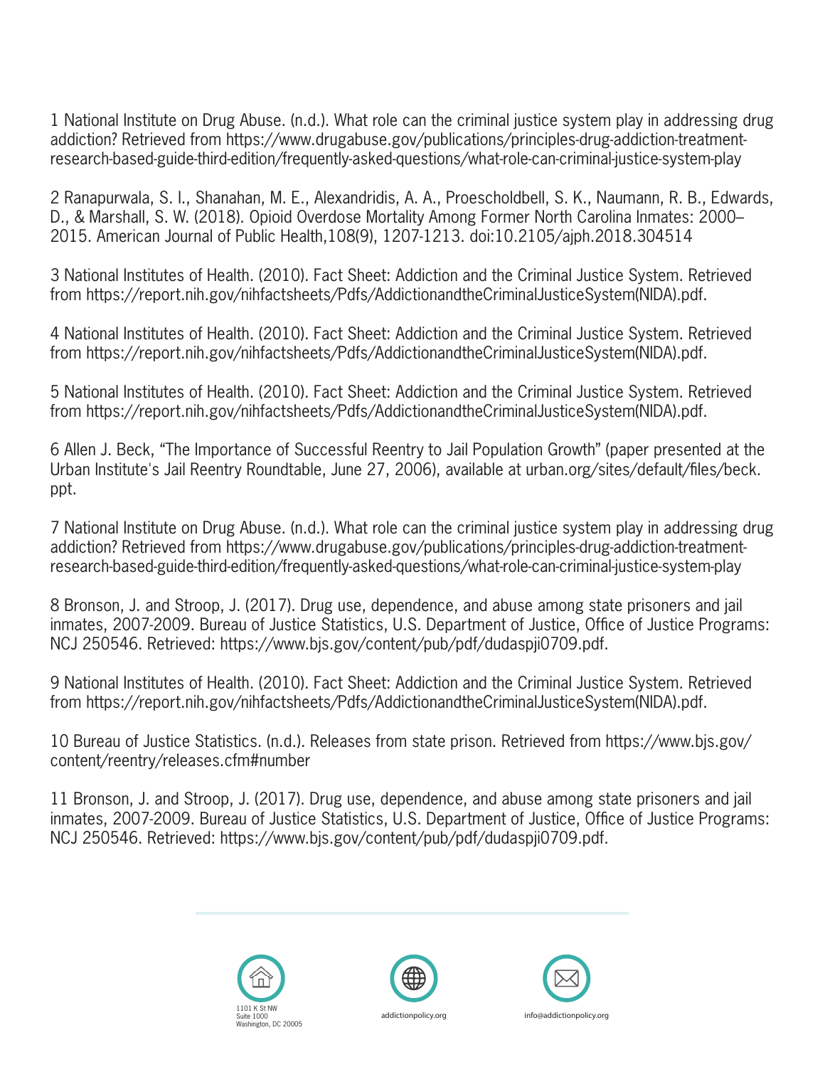1 National Institute on Drug Abuse. (n.d.). What role can the criminal justice system play in addressing drug addiction? Retrieved from https://www.drugabuse.gov/publications/principles-drug-addiction-treatment-research-based-guide-third-edition/frequently-asked-questions/what-role-can-criminal-justice-system-play

2 Ranapurwala, S. I., Shanahan, M. E., Alexandridis, A. A., Proescholdbell, S. K., Naumann, R. B., Edwards, D., & Marshall, S. W. (2018). Opioid Overdose Mortality Among Former North Carolina Inmates: 2000–2015. American Journal of Public Health,108(9), 1207-1213. doi:10.2105/ajph.2018.304514

3 National Institutes of Health. (2010). Fact Sheet: Addiction and the Criminal Justice System. Retrieved from https://report.nih.gov/nihfactsheets/Pdfs/AddictionandtheCriminalJusticeSystem(NIDA).pdf.

4 National Institutes of Health. (2010). Fact Sheet: Addiction and the Criminal Justice System. Retrieved from https://report.nih.gov/nihfactsheets/Pdfs/AddictionandtheCriminalJusticeSystem(NIDA).pdf.

5 National Institutes of Health. (2010). Fact Sheet: Addiction and the Criminal Justice System. Retrieved from https://report.nih.gov/nihfactsheets/Pdfs/AddictionandtheCriminalJusticeSystem(NIDA).pdf.

6 Allen J. Beck, "The Importance of Successful Reentry to Jail Population Growth" (paper presented at the Urban Institute's Jail Reentry Roundtable, June 27, 2006), available at urban.org/sites/default/files/beck.ppt.

7 National Institute on Drug Abuse. (n.d.). What role can the criminal justice system play in addressing drug addiction? Retrieved from https://www.drugabuse.gov/publications/principles-drug-addiction-treatment-research-based-guide-third-edition/frequently-asked-questions/what-role-can-criminal-justice-system-play

8 Bronson, J. and Stroop, J. (2017). Drug use, dependence, and abuse among state prisoners and jail inmates, 2007-2009. Bureau of Justice Statistics, U.S. Department of Justice, Office of Justice Programs: NCJ 250546. Retrieved: https://www.bjs.gov/content/pub/pdf/dudaspji0709.pdf.

9 National Institutes of Health. (2010). Fact Sheet: Addiction and the Criminal Justice System. Retrieved from https://report.nih.gov/nihfactsheets/Pdfs/AddictionandtheCriminalJusticeSystem(NIDA).pdf.

10 Bureau of Justice Statistics. (n.d.). Releases from state prison. Retrieved from https://www.bjs.gov/content/reentry/releases.cfm#number

11 Bronson, J. and Stroop, J. (2017). Drug use, dependence, and abuse among state prisoners and jail inmates, 2007-2009. Bureau of Justice Statistics, U.S. Department of Justice, Office of Justice Programs: NCJ 250546. Retrieved: https://www.bjs.gov/content/pub/pdf/dudaspji0709.pdf.

1101 K St NW
Suite 1000
Washington, DC 20005

addictionpolicy.org

info@addictionpolicy.org